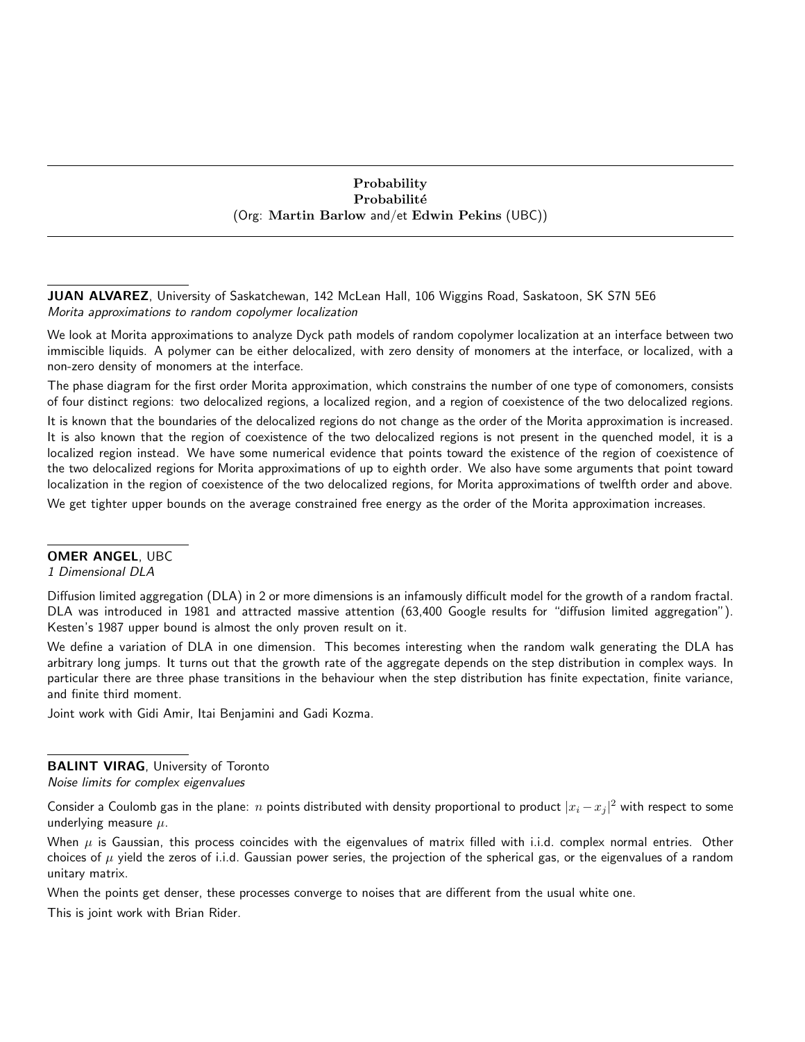# Probability
# Probabilité
(Org: **Martin Barlow** and/et **Edwin Pekins** (UBC))

**JUAN ALVAREZ**, University of Saskatchewan, 142 McLean Hall, 106 Wiggins Road, Saskatoon, SK S7N 5E6
*Morita approximations to random copolymer localization*

We look at Morita approximations to analyze Dyck path models of random copolymer localization at an interface between two immiscible liquids. A polymer can be either delocalized, with zero density of monomers at the interface, or localized, with a non-zero density of monomers at the interface.

The phase diagram for the first order Morita approximation, which constrains the number of one type of comonomers, consists of four distinct regions: two delocalized regions, a localized region, and a region of coexistence of the two delocalized regions. It is known that the boundaries of the delocalized regions do not change as the order of the Morita approximation is increased. It is also known that the region of coexistence of the two delocalized regions is not present in the quenched model, it is a localized region instead. We have some numerical evidence that points toward the existence of the region of coexistence of the two delocalized regions for Morita approximations of up to eighth order. We also have some arguments that point toward localization in the region of coexistence of the two delocalized regions, for Morita approximations of twelfth order and above.

We get tighter upper bounds on the average constrained free energy as the order of the Morita approximation increases.

**OMER ANGEL**, UBC
*1 Dimensional DLA*

Diffusion limited aggregation (DLA) in 2 or more dimensions is an infamously difficult model for the growth of a random fractal. DLA was introduced in 1981 and attracted massive attention (63,400 Google results for "diffusion limited aggregation"). Kesten's 1987 upper bound is almost the only proven result on it.

We define a variation of DLA in one dimension. This becomes interesting when the random walk generating the DLA has arbitrary long jumps. It turns out that the growth rate of the aggregate depends on the step distribution in complex ways. In particular there are three phase transitions in the behaviour when the step distribution has finite expectation, finite variance, and finite third moment.

Joint work with Gidi Amir, Itai Benjamini and Gadi Kozma.

**BALINT VIRAG**, University of Toronto
*Noise limits for complex eigenvalues*

Consider a Coulomb gas in the plane: $n$ points distributed with density proportional to product $|x_i - x_j|^2$ with respect to some underlying measure $\mu$.

When $\mu$ is Gaussian, this process coincides with the eigenvalues of matrix filled with i.i.d. complex normal entries. Other choices of $\mu$ yield the zeros of i.i.d. Gaussian power series, the projection of the spherical gas, or the eigenvalues of a random unitary matrix.

When the points get denser, these processes converge to noises that are different from the usual white one.

This is joint work with Brian Rider.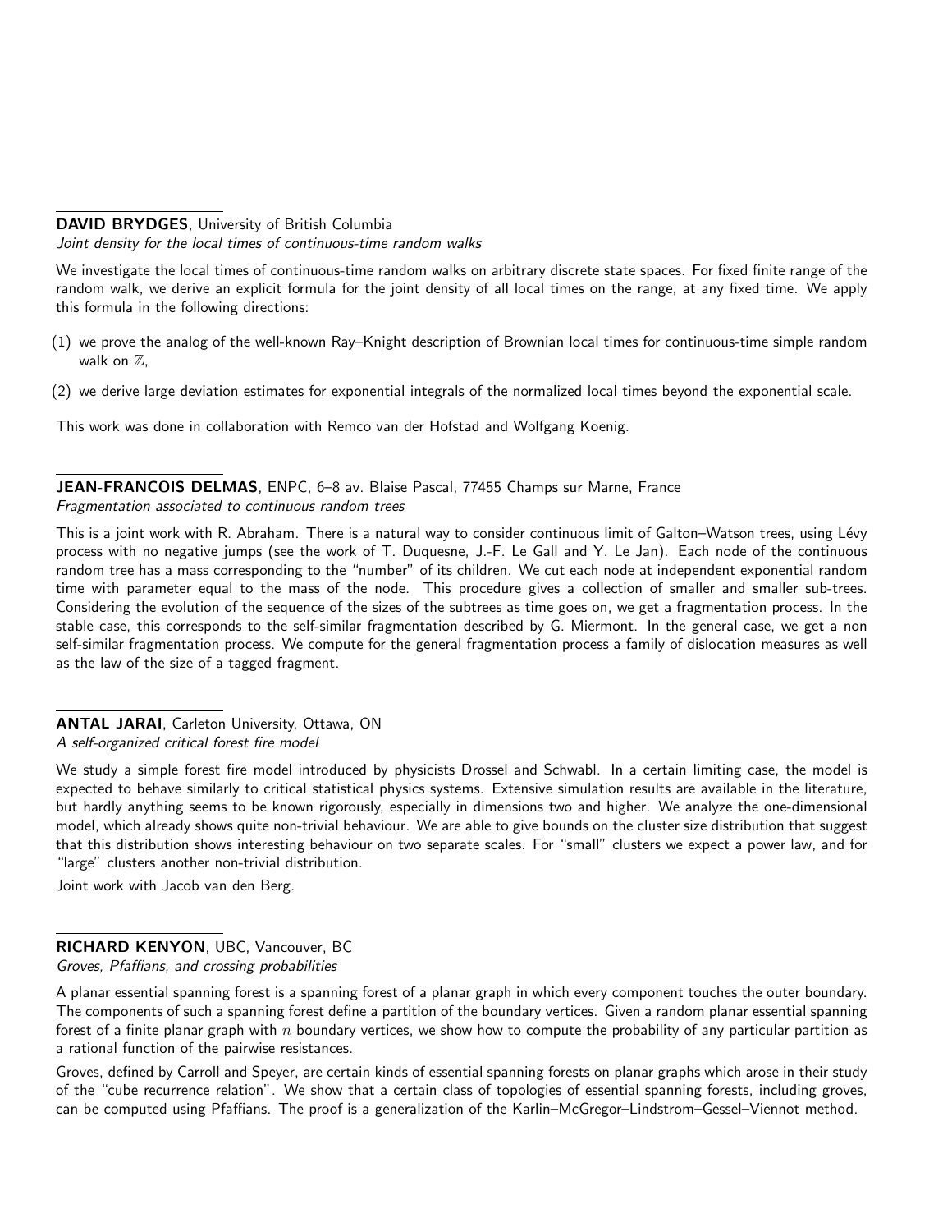**DAVID BRYDGES**, University of British Columbia
*Joint density for the local times of continuous-time random walks*

We investigate the local times of continuous-time random walks on arbitrary discrete state spaces. For fixed finite range of the random walk, we derive an explicit formula for the joint density of all local times on the range, at any fixed time. We apply this formula in the following directions:

(1) we prove the analog of the well-known Ray–Knight description of Brownian local times for continuous-time simple random walk on $\mathbb{Z}$,

(2) we derive large deviation estimates for exponential integrals of the normalized local times beyond the exponential scale.

This work was done in collaboration with Remco van der Hofstad and Wolfgang Koenig.

**JEAN-FRANCOIS DELMAS**, ENPC, 6–8 av. Blaise Pascal, 77455 Champs sur Marne, France
*Fragmentation associated to continuous random trees*

This is a joint work with R. Abraham. There is a natural way to consider continuous limit of Galton–Watson trees, using Lévy process with no negative jumps (see the work of T. Duquesne, J.-F. Le Gall and Y. Le Jan). Each node of the continuous random tree has a mass corresponding to the "number" of its children. We cut each node at independent exponential random time with parameter equal to the mass of the node. This procedure gives a collection of smaller and smaller sub-trees. Considering the evolution of the sequence of the sizes of the subtrees as time goes on, we get a fragmentation process. In the stable case, this corresponds to the self-similar fragmentation described by G. Miermont. In the general case, we get a non self-similar fragmentation process. We compute for the general fragmentation process a family of dislocation measures as well as the law of the size of a tagged fragment.

**ANTAL JARAI**, Carleton University, Ottawa, ON
*A self-organized critical forest fire model*

We study a simple forest fire model introduced by physicists Drossel and Schwabl. In a certain limiting case, the model is expected to behave similarly to critical statistical physics systems. Extensive simulation results are available in the literature, but hardly anything seems to be known rigorously, especially in dimensions two and higher. We analyze the one-dimensional model, which already shows quite non-trivial behaviour. We are able to give bounds on the cluster size distribution that suggest that this distribution shows interesting behaviour on two separate scales. For "small" clusters we expect a power law, and for "large" clusters another non-trivial distribution.

Joint work with Jacob van den Berg.

**RICHARD KENYON**, UBC, Vancouver, BC
*Groves, Pfaffians, and crossing probabilities*

A planar essential spanning forest is a spanning forest of a planar graph in which every component touches the outer boundary. The components of such a spanning forest define a partition of the boundary vertices. Given a random planar essential spanning forest of a finite planar graph with $n$ boundary vertices, we show how to compute the probability of any particular partition as a rational function of the pairwise resistances.

Groves, defined by Carroll and Speyer, are certain kinds of essential spanning forests on planar graphs which arose in their study of the "cube recurrence relation". We show that a certain class of topologies of essential spanning forests, including groves, can be computed using Pfaffians. The proof is a generalization of the Karlin–McGregor–Lindstrom–Gessel–Viennot method.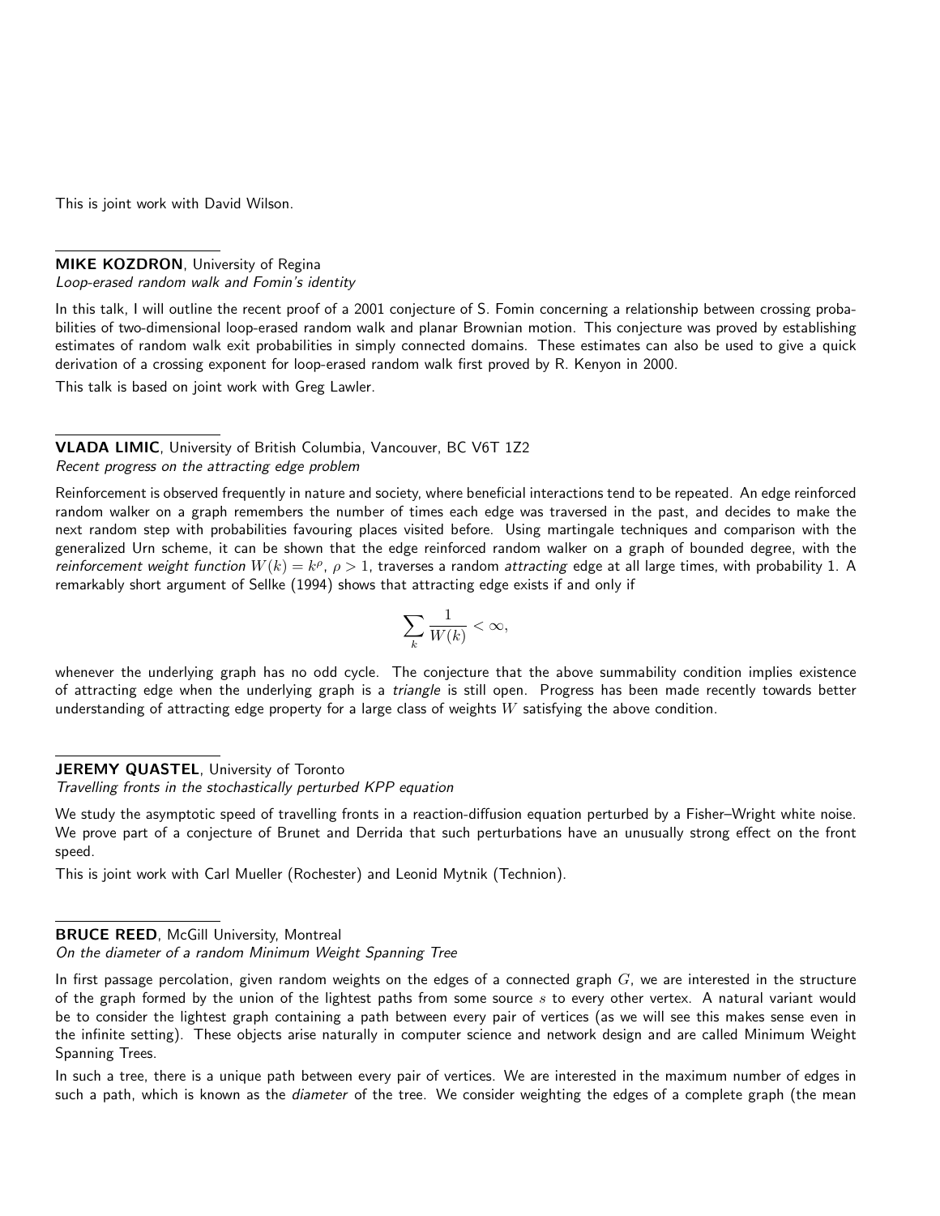This is joint work with David Wilson.

**MIKE KOZDRON**, University of Regina
*Loop-erased random walk and Fomin's identity*

In this talk, I will outline the recent proof of a 2001 conjecture of S. Fomin concerning a relationship between crossing probabilities of two-dimensional loop-erased random walk and planar Brownian motion. This conjecture was proved by establishing estimates of random walk exit probabilities in simply connected domains. These estimates can also be used to give a quick derivation of a crossing exponent for loop-erased random walk first proved by R. Kenyon in 2000.

This talk is based on joint work with Greg Lawler.

**VLADA LIMIC**, University of British Columbia, Vancouver, BC V6T 1Z2
*Recent progress on the attracting edge problem*

Reinforcement is observed frequently in nature and society, where beneficial interactions tend to be repeated. An edge reinforced random walker on a graph remembers the number of times each edge was traversed in the past, and decides to make the next random step with probabilities favouring places visited before. Using martingale techniques and comparison with the generalized Urn scheme, it can be shown that the edge reinforced random walker on a graph of bounded degree, with the *reinforcement weight function* $W(k) = k^{\rho}$, $\rho > 1$, traverses a random *attracting* edge at all large times, with probability 1. A remarkably short argument of Sellke (1994) shows that attracting edge exists if and only if

$$\sum_k \frac{1}{W(k)} < \infty,$$

whenever the underlying graph has no odd cycle. The conjecture that the above summability condition implies existence of attracting edge when the underlying graph is a *triangle* is still open. Progress has been made recently towards better understanding of attracting edge property for a large class of weights $W$ satisfying the above condition.

**JEREMY QUASTEL**, University of Toronto
*Travelling fronts in the stochastically perturbed KPP equation*

We study the asymptotic speed of travelling fronts in a reaction-diffusion equation perturbed by a Fisher–Wright white noise. We prove part of a conjecture of Brunet and Derrida that such perturbations have an unusually strong effect on the front speed.

This is joint work with Carl Mueller (Rochester) and Leonid Mytnik (Technion).

**BRUCE REED**, McGill University, Montreal
*On the diameter of a random Minimum Weight Spanning Tree*

In first passage percolation, given random weights on the edges of a connected graph $G$, we are interested in the structure of the graph formed by the union of the lightest paths from some source $s$ to every other vertex. A natural variant would be to consider the lightest graph containing a path between every pair of vertices (as we will see this makes sense even in the infinite setting). These objects arise naturally in computer science and network design and are called Minimum Weight Spanning Trees.

In such a tree, there is a unique path between every pair of vertices. We are interested in the maximum number of edges in such a path, which is known as the *diameter* of the tree. We consider weighting the edges of a complete graph (the mean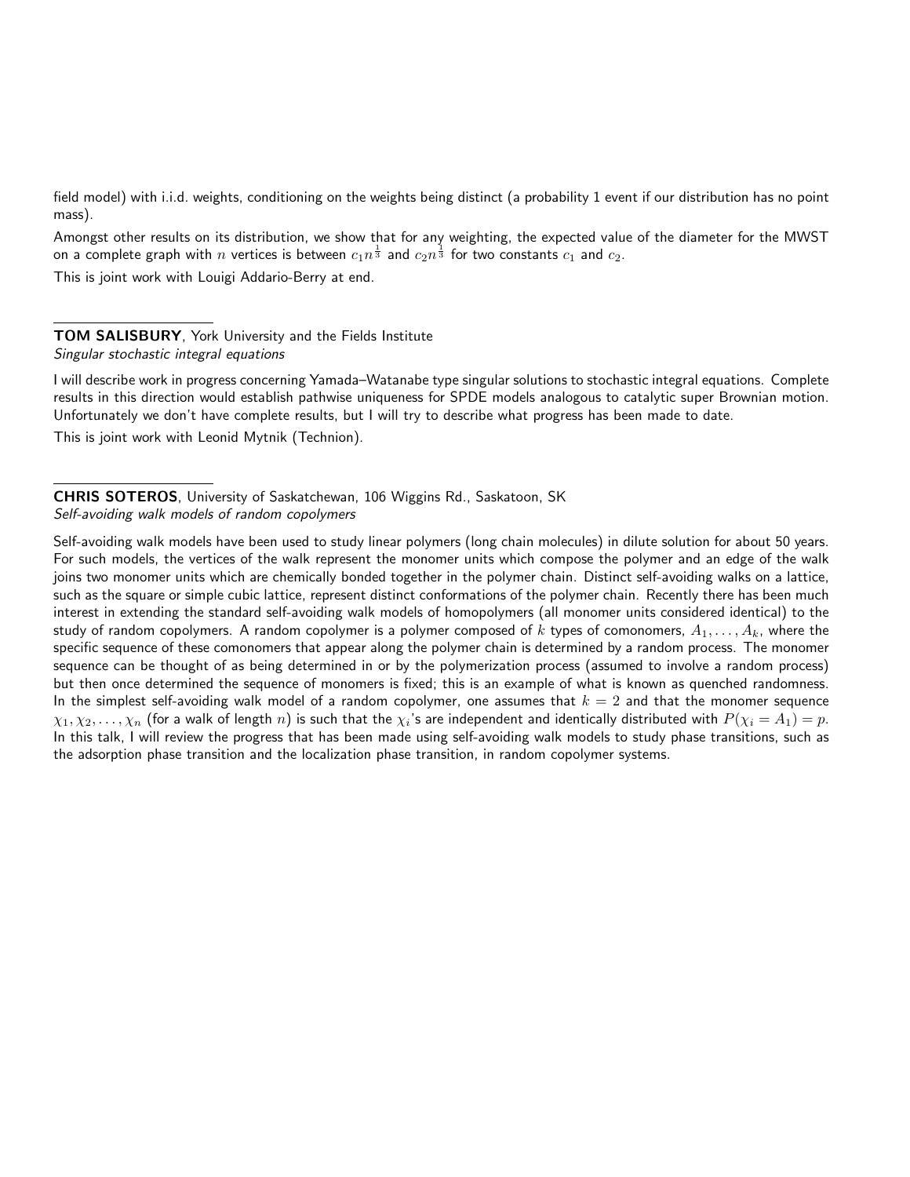field model) with i.i.d. weights, conditioning on the weights being distinct (a probability 1 event if our distribution has no point mass).

Amongst other results on its distribution, we show that for any weighting, the expected value of the diameter for the MWST on a complete graph with $n$ vertices is between $c_1 n^{\frac{1}{3}}$ and $c_2 n^{\frac{1}{3}}$ for two constants $c_1$ and $c_2$.

This is joint work with Louigi Addario-Berry at end.

---

**TOM SALISBURY**, York University and the Fields Institute
*Singular stochastic integral equations*

I will describe work in progress concerning Yamada–Watanabe type singular solutions to stochastic integral equations. Complete results in this direction would establish pathwise uniqueness for SPDE models analogous to catalytic super Brownian motion. Unfortunately we don't have complete results, but I will try to describe what progress has been made to date.

This is joint work with Leonid Mytnik (Technion).

---

**CHRIS SOTEROS**, University of Saskatchewan, 106 Wiggins Rd., Saskatoon, SK
*Self-avoiding walk models of random copolymers*

Self-avoiding walk models have been used to study linear polymers (long chain molecules) in dilute solution for about 50 years. For such models, the vertices of the walk represent the monomer units which compose the polymer and an edge of the walk joins two monomer units which are chemically bonded together in the polymer chain. Distinct self-avoiding walks on a lattice, such as the square or simple cubic lattice, represent distinct conformations of the polymer chain. Recently there has been much interest in extending the standard self-avoiding walk models of homopolymers (all monomer units considered identical) to the study of random copolymers. A random copolymer is a polymer composed of $k$ types of comonomers, $A_1, \ldots, A_k$, where the specific sequence of these comonomers that appear along the polymer chain is determined by a random process. The monomer sequence can be thought of as being determined in or by the polymerization process (assumed to involve a random process) but then once determined the sequence of monomers is fixed; this is an example of what is known as quenched randomness. In the simplest self-avoiding walk model of a random copolymer, one assumes that $k = 2$ and that the monomer sequence $\chi_1, \chi_2, \ldots, \chi_n$ (for a walk of length $n$) is such that the $\chi_i$'s are independent and identically distributed with $P(\chi_i = A_1) = p$. In this talk, I will review the progress that has been made using self-avoiding walk models to study phase transitions, such as the adsorption phase transition and the localization phase transition, in random copolymer systems.